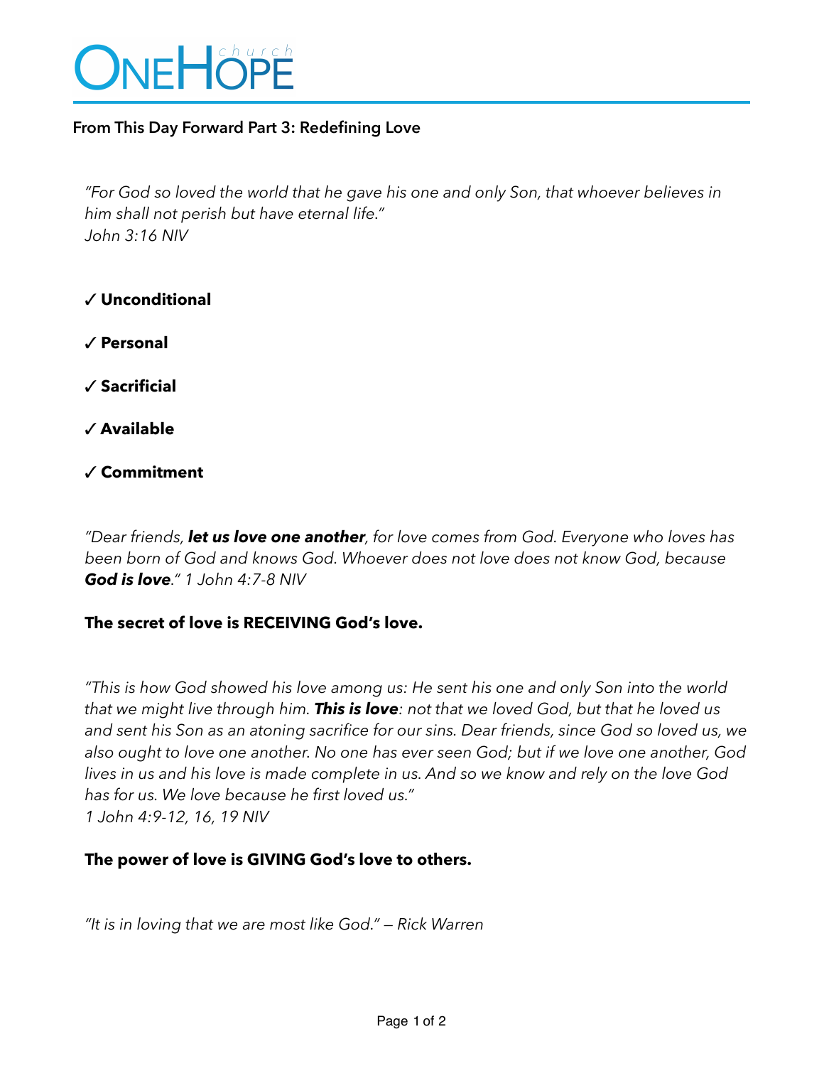# OneHope church

## From This Day Forward Part 3: Redefining Love

*"For God so loved the world that he gave his one and only Son, that whoever believes in him shall not perish but have eternal life."*
*John 3:16 NIV*

✓ **Unconditional**

✓ **Personal**

✓ **Sacrificial**

✓ **Available**

✓ **Commitment**

*"Dear friends, **let us love one another**, for love comes from God. Everyone who loves has been born of God and knows God. Whoever does not love does not know God, because **God is love**." 1 John 4:7-8 NIV*

**The secret of love is RECEIVING God's love.**

*"This is how God showed his love among us: He sent his one and only Son into the world that we might live through him. **This is love**: not that we loved God, but that he loved us and sent his Son as an atoning sacrifice for our sins. Dear friends, since God so loved us, we also ought to love one another. No one has ever seen God; but if we love one another, God lives in us and his love is made complete in us. And so we know and rely on the love God has for us. We love because he first loved us."*
*1 John 4:9-12, 16, 19 NIV*

**The power of love is GIVING God's love to others.**

*"It is in loving that we are most like God." — Rick Warren*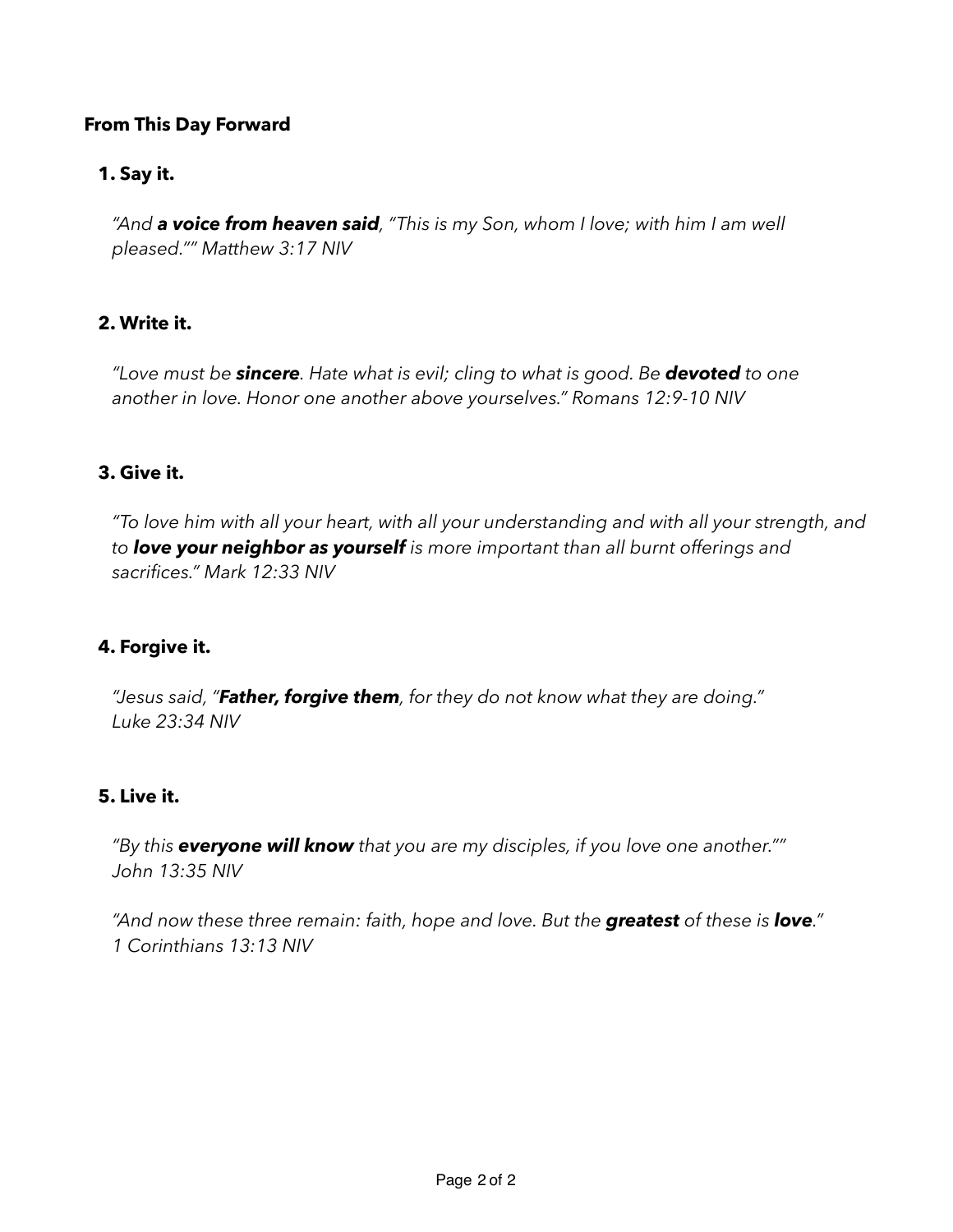**From This Day Forward**

**1. Say it.**

*"And **a voice from heaven said**, "This is my Son, whom I love; with him I am well pleased."" Matthew 3:17 NIV*

**2. Write it.**

*"Love must be **sincere**. Hate what is evil; cling to what is good. Be **devoted** to one another in love. Honor one another above yourselves." Romans 12:9-10 NIV*

**3. Give it.**

*"To love him with all your heart, with all your understanding and with all your strength, and to **love your neighbor as yourself** is more important than all burnt offerings and sacrifices." Mark 12:33 NIV*

**4. Forgive it.**

*"Jesus said, "**Father, forgive them**, for they do not know what they are doing." Luke 23:34 NIV*

**5. Live it.**

*"By this **everyone will know** that you are my disciples, if you love one another."" John 13:35 NIV*

*"And now these three remain: faith, hope and love. But the **greatest** of these is **love**." 1 Corinthians 13:13 NIV*